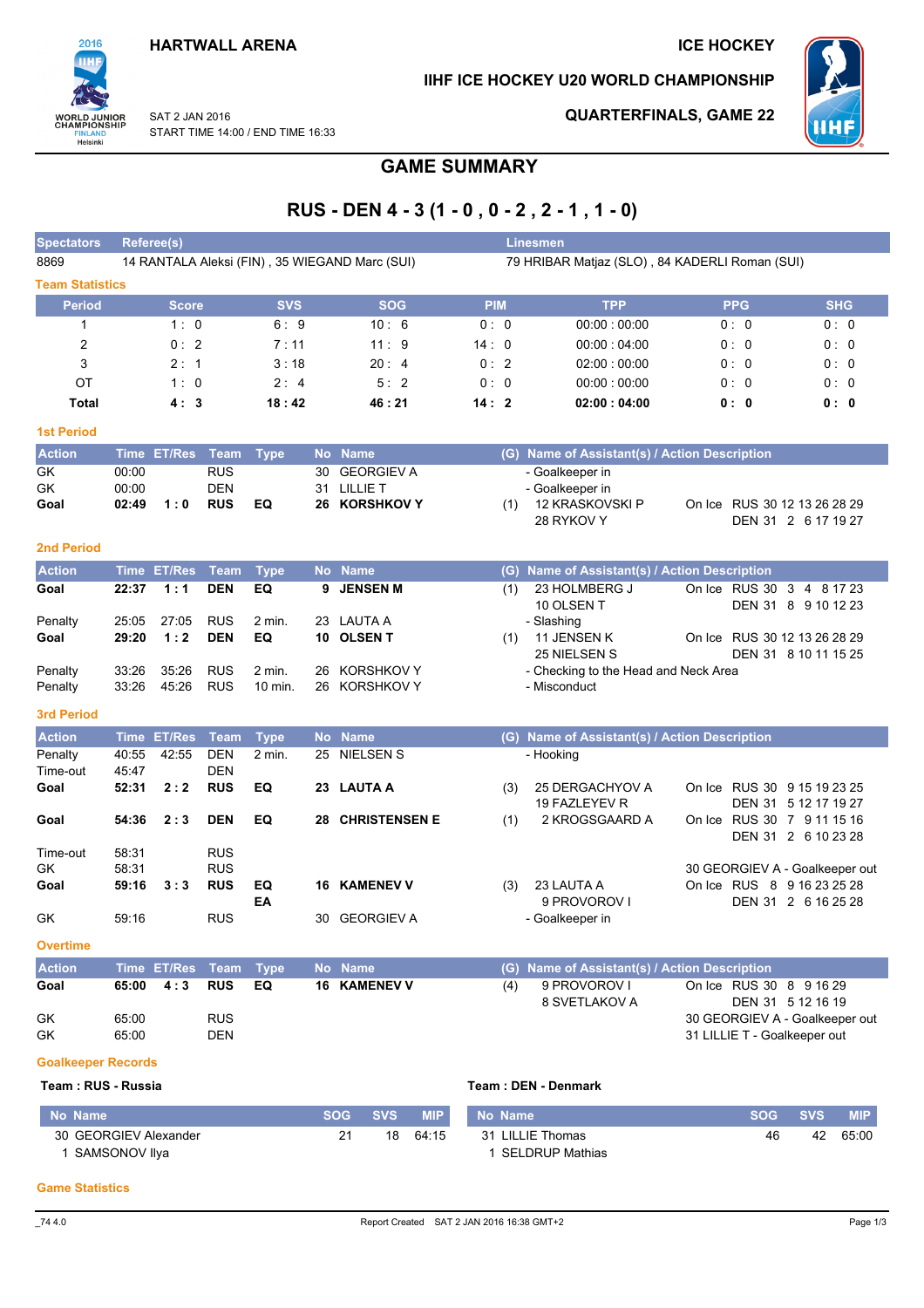HARTWALL ARENA

ICE HOCKEY

IIHF ICE HOCKEY U20 WORLD CHAMPIONSHIP

SAT 2 JAN 2016
START TIME 14:00 / END TIME 16:33

QUARTERFINALS, GAME 22

# GAME SUMMARY

## RUS - DEN 4 - 3 (1 - 0 , 0 - 2 , 2 - 1 , 1 - 0)

| Spectators | Referee(s) | Linesmen |
|---|---|---|
| 8869 | 14 RANTALA Aleksi (FIN) , 35 WIEGAND Marc (SUI) | 79 HRIBAR Matjaz (SLO) , 84 KADERLI Roman (SUI) |

### Team Statistics

| Period | Score | SVS | SOG | PIM | TPP | PPG | SHG |
|---|---|---|---|---|---|---|---|
| 1 | 1 : 0 | 6 : 9 | 10 : 6 | 0 : 0 | 00:00 : 00:00 | 0 : 0 | 0 : 0 |
| 2 | 0 : 2 | 7 : 11 | 11 : 9 | 14 : 0 | 00:00 : 04:00 | 0 : 0 | 0 : 0 |
| 3 | 2 : 1 | 3 : 18 | 20 : 4 | 0 : 2 | 02:00 : 00:00 | 0 : 0 | 0 : 0 |
| OT | 1 : 0 | 2 : 4 | 5 : 2 | 0 : 0 | 00:00 : 00:00 | 0 : 0 | 0 : 0 |
| **Total** | **4 : 3** | **18 : 42** | **46 : 21** | **14 : 2** | **02:00 : 04:00** | **0 : 0** | **0 : 0** |

### 1st Period

| Action | Time | ET/Res | Team | Type | No | Name | (G) | Name of Assistant(s) / Action Description | On Ice |
|---|---|---|---|---|---|---|---|---|---|
| GK | 00:00 | | RUS | | 30 | GEORGIEV A | | - Goalkeeper in | |
| GK | 00:00 | | DEN | | 31 | LILLIE T | | - Goalkeeper in | |
| **Goal** | **02:49** | **1 : 0** | **RUS** | **EQ** | **26** | **KORSHKOV Y** | (1) | 12 KRASKOVSKI P<br>28 RYKOV Y | RUS 30 12 13 26 28 29<br>DEN 31 2 6 17 19 27 |

### 2nd Period

| Action | Time | ET/Res | Team | Type | No | Name | (G) | Name of Assistant(s) / Action Description | On Ice |
|---|---|---|---|---|---|---|---|---|---|
| **Goal** | **22:37** | **1 : 1** | **DEN** | **EQ** | **9** | **JENSEN M** | (1) | 23 HOLMBERG J<br>10 OLSEN T | RUS 30 3 4 8 17 23<br>DEN 31 8 9 10 12 23 |
| Penalty | 25:05 | 27:05 | RUS | 2 min. | 23 | LAUTA A | | - Slashing | |
| **Goal** | **29:20** | **1 : 2** | **DEN** | **EQ** | **10** | **OLSEN T** | (1) | 11 JENSEN K<br>25 NIELSEN S | RUS 30 12 13 26 28 29<br>DEN 31 8 10 11 15 25 |
| Penalty | 33:26 | 35:26 | RUS | 2 min. | 26 | KORSHKOV Y | | - Checking to the Head and Neck Area | |
| Penalty | 33:26 | 45:26 | RUS | 10 min. | 26 | KORSHKOV Y | | - Misconduct | |

### 3rd Period

| Action | Time | ET/Res | Team | Type | No | Name | (G) | Name of Assistant(s) / Action Description | On Ice |
|---|---|---|---|---|---|---|---|---|---|
| Penalty | 40:55 | 42:55 | DEN | 2 min. | 25 | NIELSEN S | | - Hooking | |
| Time-out | 45:47 | | DEN | | | | | | |
| **Goal** | **52:31** | **2 : 2** | **RUS** | **EQ** | **23** | **LAUTA A** | (3) | 25 DERGACHYOV A<br>19 FAZLEYEV R | RUS 30 9 15 19 23 25<br>DEN 31 5 12 17 19 27 |
| **Goal** | **54:36** | **2 : 3** | **DEN** | **EQ** | **28** | **CHRISTENSEN E** | (1) | 2 KROGSGAARD A | RUS 30 7 9 11 15 16<br>DEN 31 2 6 10 23 28 |
| Time-out | 58:31 | | RUS | | | | | | |
| GK | 58:31 | | RUS | | | | | | 30 GEORGIEV A - Goalkeeper out |
| **Goal** | **59:16** | **3 : 3** | **RUS** | **EQ EA** | **16** | **KAMENEV V** | (3) | 23 LAUTA A<br>9 PROVOROV I | RUS 8 9 16 23 25 28<br>DEN 31 2 6 16 25 28 |
| GK | 59:16 | | RUS | | 30 | GEORGIEV A | | - Goalkeeper in | |

### Overtime

| Action | Time | ET/Res | Team | Type | No | Name | (G) | Name of Assistant(s) / Action Description | On Ice |
|---|---|---|---|---|---|---|---|---|---|
| **Goal** | **65:00** | **4 : 3** | **RUS** | **EQ** | **16** | **KAMENEV V** | (4) | 9 PROVOROV I<br>8 SVETLAKOV A | RUS 30 8 9 16 29<br>DEN 31 5 12 16 19 |
| GK | 65:00 | | RUS | | | | | | 30 GEORGIEV A - Goalkeeper out |
| GK | 65:00 | | DEN | | | | | | 31 LILLIE T - Goalkeeper out |

### Goalkeeper Records

**Team : RUS - Russia**

| No Name | SOG | SVS | MIP |
|---|---|---|---|
| 30 GEORGIEV Alexander | 21 | 18 | 64:15 |
| 1 SAMSONOV Ilya | | | |

**Team : DEN - Denmark**

| No Name | SOG | SVS | MIP |
|---|---|---|---|
| 31 LILLIE Thomas | 46 | 42 | 65:00 |
| 1 SELDRUP Mathias | | | |

### Game Statistics

_74 4.0 Report Created SAT 2 JAN 2016 16:38 GMT+2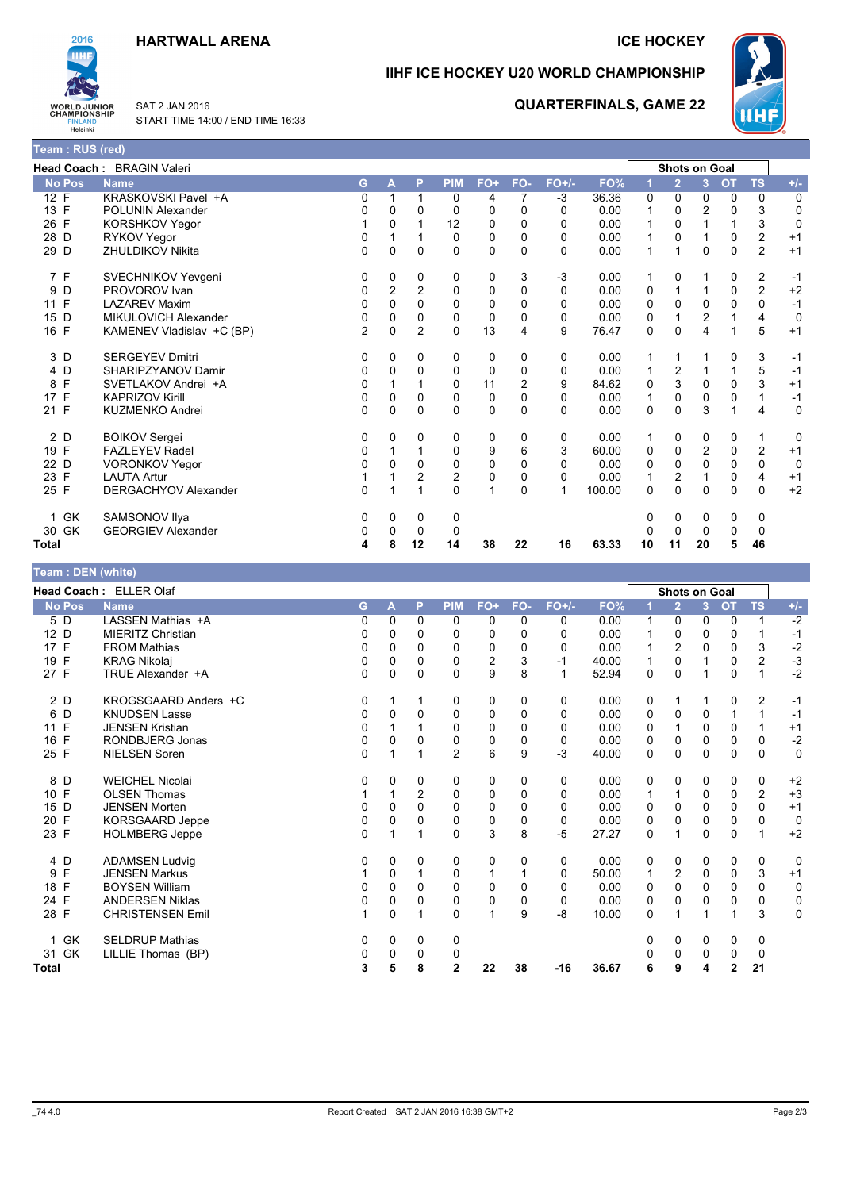HARTWALL ARENA

ICE HOCKEY

# IIHF ICE HOCKEY U20 WORLD CHAMPIONSHIP

SAT 2 JAN 2016
START TIME 14:00 / END TIME 16:33

## QUARTERFINALS, GAME 22

## Team : RUS (red)

**Head Coach :** BRAGIN Valeri

| No | Pos | Name | G | A | P | PIM | FO+ | FO- | FO+/- | FO% | 1 | 2 | 3 | OT | TS | +/- |
|---|---|---|---|---|---|---|---|---|---|---|---|---|---|---|---|---|
| 12 | F | KRASKOVSKI Pavel +A | 0 | 1 | 1 | 0 | 4 | 7 | -3 | 36.36 | 0 | 0 | 0 | 0 | 0 | 0 |
| 13 | F | POLUNIN Alexander | 0 | 0 | 0 | 0 | 0 | 0 | 0 | 0.00 | 1 | 0 | 2 | 0 | 3 | 0 |
| 26 | F | KORSHKOV Yegor | 1 | 0 | 1 | 12 | 0 | 0 | 0 | 0.00 | 1 | 0 | 1 | 1 | 3 | 0 |
| 28 | D | RYKOV Yegor | 0 | 1 | 1 | 0 | 0 | 0 | 0 | 0.00 | 1 | 0 | 1 | 0 | 2 | +1 |
| 29 | D | ZHULDIKOV Nikita | 0 | 0 | 0 | 0 | 0 | 0 | 0 | 0.00 | 1 | 1 | 0 | 0 | 2 | +1 |
| 7 | F | SVECHNIKOV Yevgeni | 0 | 0 | 0 | 0 | 0 | 3 | -3 | 0.00 | 1 | 0 | 1 | 0 | 2 | -1 |
| 9 | D | PROVOROV Ivan | 0 | 2 | 2 | 0 | 0 | 0 | 0 | 0.00 | 0 | 1 | 1 | 0 | 2 | +2 |
| 11 | F | LAZAREV Maxim | 0 | 0 | 0 | 0 | 0 | 0 | 0 | 0.00 | 0 | 0 | 0 | 0 | 0 | -1 |
| 15 | D | MIKULOVICH Alexander | 0 | 0 | 0 | 0 | 0 | 0 | 0 | 0.00 | 0 | 1 | 2 | 1 | 4 | 0 |
| 16 | F | KAMENEV Vladislav +C (BP) | 2 | 0 | 2 | 0 | 13 | 4 | 9 | 76.47 | 0 | 0 | 4 | 1 | 5 | +1 |
| 3 | D | SERGEYEV Dmitri | 0 | 0 | 0 | 0 | 0 | 0 | 0 | 0.00 | 1 | 1 | 1 | 0 | 3 | -1 |
| 4 | D | SHARIPZYANOV Damir | 0 | 0 | 0 | 0 | 0 | 0 | 0 | 0.00 | 1 | 2 | 1 | 1 | 5 | -1 |
| 8 | F | SVETLAKOV Andrei +A | 0 | 1 | 1 | 0 | 11 | 2 | 9 | 84.62 | 0 | 3 | 0 | 0 | 3 | +1 |
| 17 | F | KAPRIZOV Kirill | 0 | 0 | 0 | 0 | 0 | 0 | 0 | 0.00 | 1 | 0 | 0 | 0 | 1 | -1 |
| 21 | F | KUZMENKO Andrei | 0 | 0 | 0 | 0 | 0 | 0 | 0 | 0.00 | 0 | 0 | 3 | 1 | 4 | 0 |
| 2 | D | BOIKOV Sergei | 0 | 0 | 0 | 0 | 0 | 0 | 0 | 0.00 | 1 | 0 | 0 | 0 | 1 | 0 |
| 19 | F | FAZLEYEV Radel | 0 | 1 | 1 | 0 | 9 | 6 | 3 | 60.00 | 0 | 0 | 2 | 0 | 2 | +1 |
| 22 | D | VORONKOV Yegor | 0 | 0 | 0 | 0 | 0 | 0 | 0 | 0.00 | 0 | 0 | 0 | 0 | 0 | 0 |
| 23 | F | LAUTA Artur | 1 | 1 | 2 | 2 | 0 | 0 | 0 | 0.00 | 1 | 2 | 1 | 0 | 4 | +1 |
| 25 | F | DERGACHYOV Alexander | 0 | 1 | 1 | 0 | 1 | 0 | 1 | 100.00 | 0 | 0 | 0 | 0 | 0 | +2 |
| 1 | GK | SAMSONOV Ilya | 0 | 0 | 0 | 0 | | | | | 0 | 0 | 0 | 0 | 0 | |
| 30 | GK | GEORGIEV Alexander | 0 | 0 | 0 | 0 | | | | | 0 | 0 | 0 | 0 | 0 | |
| **Total** | | | **4** | **8** | **12** | **14** | **38** | **22** | **16** | **63.33** | **10** | **11** | **20** | **5** | **46** | |

## Team : DEN (white)

**Head Coach :** ELLER Olaf

| No | Pos | Name | G | A | P | PIM | FO+ | FO- | FO+/- | FO% | 1 | 2 | 3 | OT | TS | +/- |
|---|---|---|---|---|---|---|---|---|---|---|---|---|---|---|---|---|
| 5 | D | LASSEN Mathias +A | 0 | 0 | 0 | 0 | 0 | 0 | 0 | 0.00 | 1 | 0 | 0 | 0 | 1 | -2 |
| 12 | D | MIERITZ Christian | 0 | 0 | 0 | 0 | 0 | 0 | 0 | 0.00 | 1 | 0 | 0 | 0 | 1 | -1 |
| 17 | F | FROM Mathias | 0 | 0 | 0 | 0 | 0 | 0 | 0 | 0.00 | 1 | 2 | 0 | 0 | 3 | -2 |
| 19 | F | KRAG Nikolaj | 0 | 0 | 0 | 0 | 2 | 3 | -1 | 40.00 | 1 | 0 | 1 | 0 | 2 | -3 |
| 27 | F | TRUE Alexander +A | 0 | 0 | 0 | 0 | 9 | 8 | 1 | 52.94 | 0 | 0 | 1 | 0 | 1 | -2 |
| 2 | D | KROGSGAARD Anders +C | 0 | 1 | 1 | 0 | 0 | 0 | 0 | 0.00 | 0 | 1 | 1 | 0 | 2 | -1 |
| 6 | D | KNUDSEN Lasse | 0 | 0 | 0 | 0 | 0 | 0 | 0 | 0.00 | 0 | 0 | 0 | 1 | 1 | -1 |
| 11 | F | JENSEN Kristian | 0 | 1 | 1 | 0 | 0 | 0 | 0 | 0.00 | 0 | 1 | 0 | 0 | 1 | +1 |
| 16 | F | RONDBJERG Jonas | 0 | 0 | 0 | 0 | 0 | 0 | 0 | 0.00 | 0 | 0 | 0 | 0 | 0 | -2 |
| 25 | F | NIELSEN Soren | 0 | 1 | 1 | 2 | 6 | 9 | -3 | 40.00 | 0 | 0 | 0 | 0 | 0 | 0 |
| 8 | D | WEICHEL Nicolai | 0 | 0 | 0 | 0 | 0 | 0 | 0 | 0.00 | 0 | 0 | 0 | 0 | 0 | +2 |
| 10 | F | OLSEN Thomas | 1 | 1 | 2 | 0 | 0 | 0 | 0 | 0.00 | 1 | 1 | 0 | 0 | 2 | +3 |
| 15 | D | JENSEN Morten | 0 | 0 | 0 | 0 | 0 | 0 | 0 | 0.00 | 0 | 0 | 0 | 0 | 0 | +1 |
| 20 | F | KORSGAARD Jeppe | 0 | 0 | 0 | 0 | 0 | 0 | 0 | 0.00 | 0 | 0 | 0 | 0 | 0 | 0 |
| 23 | F | HOLMBERG Jeppe | 0 | 1 | 1 | 0 | 3 | 8 | -5 | 27.27 | 0 | 1 | 0 | 0 | 1 | +2 |
| 4 | D | ADAMSEN Ludvig | 0 | 0 | 0 | 0 | 0 | 0 | 0 | 0.00 | 0 | 0 | 0 | 0 | 0 | 0 |
| 9 | F | JENSEN Markus | 1 | 0 | 1 | 0 | 1 | 1 | 0 | 50.00 | 1 | 2 | 0 | 0 | 3 | +1 |
| 18 | F | BOYSEN William | 0 | 0 | 0 | 0 | 0 | 0 | 0 | 0.00 | 0 | 0 | 0 | 0 | 0 | 0 |
| 24 | F | ANDERSEN Niklas | 0 | 0 | 0 | 0 | 0 | 0 | 0 | 0.00 | 0 | 0 | 0 | 0 | 0 | 0 |
| 28 | F | CHRISTENSEN Emil | 1 | 0 | 1 | 0 | 1 | 9 | -8 | 10.00 | 0 | 1 | 1 | 1 | 3 | 0 |
| 1 | GK | SELDRUP Mathias | 0 | 0 | 0 | 0 | | | | | 0 | 0 | 0 | 0 | 0 | |
| 31 | GK | LILLIE Thomas (BP) | 0 | 0 | 0 | 0 | | | | | 0 | 0 | 0 | 0 | 0 | |
| **Total** | | | **3** | **5** | **8** | **2** | **22** | **38** | **-16** | **36.67** | **6** | **9** | **4** | **2** | **21** | |

Columns 1, 2, 3, OT, TS: Shots on Goal

_74 4.0 Report Created SAT 2 JAN 2016 16:38 GMT+2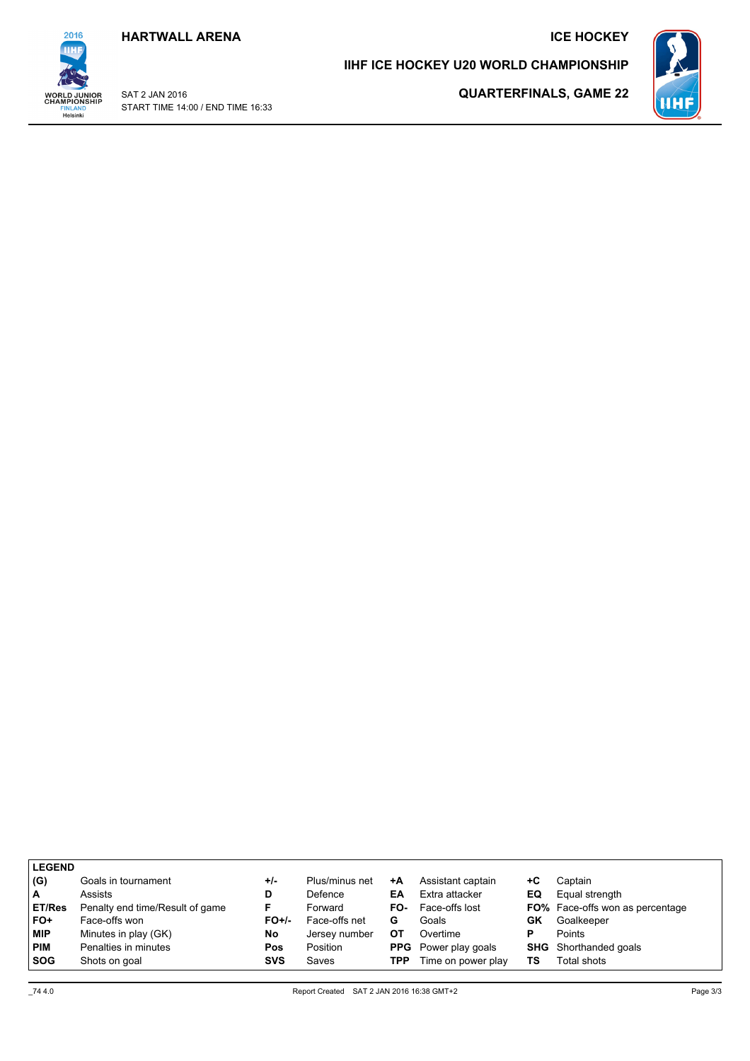| LEGEND | | | | | | | |
|---|---|---|---|---|---|---|---|
| (G) | Goals in tournament | +/- | Plus/minus net | +A | Assistant captain | +C | Captain |
| A | Assists | D | Defence | EA | Extra attacker | EQ | Equal strength |
| ET/Res | Penalty end time/Result of game | F | Forward | FO- | Face-offs lost | FO% | Face-offs won as percentage |
| FO+ | Face-offs won | FO+/- | Face-offs net | G | Goals | GK | Goalkeeper |
| MIP | Minutes in play (GK) | No | Jersey number | OT | Overtime | P | Points |
| PIM | Penalties in minutes | Pos | Position | PPG | Power play goals | SHG | Shorthanded goals |
| SOG | Shots on goal | SVS | Saves | TPP | Time on power play | TS | Total shots |

_74 4.0

Report Created SAT 2 JAN 2016 16:38 GMT+2